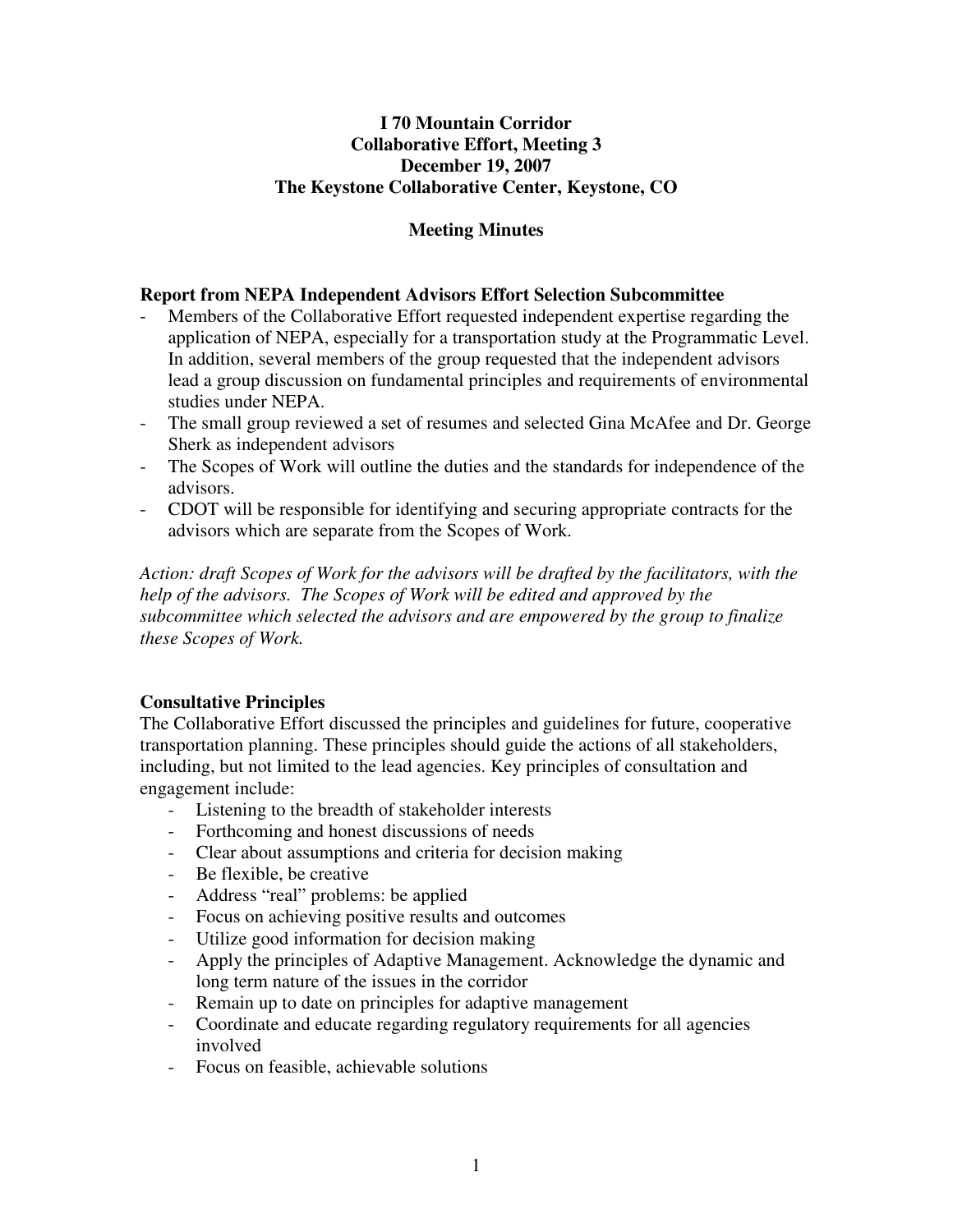# I 70 Mountain Corridor
# Collaborative Effort, Meeting 3
# December 19, 2007
# The Keystone Collaborative Center, Keystone, CO

## Meeting Minutes

### Report from NEPA Independent Advisors Effort Selection Subcommittee

- Members of the Collaborative Effort requested independent expertise regarding the application of NEPA, especially for a transportation study at the Programmatic Level. In addition, several members of the group requested that the independent advisors lead a group discussion on fundamental principles and requirements of environmental studies under NEPA.
- The small group reviewed a set of resumes and selected Gina McAfee and Dr. George Sherk as independent advisors
- The Scopes of Work will outline the duties and the standards for independence of the advisors.
- CDOT will be responsible for identifying and securing appropriate contracts for the advisors which are separate from the Scopes of Work.

*Action: draft Scopes of Work for the advisors will be drafted by the facilitators, with the help of the advisors. The Scopes of Work will be edited and approved by the subcommittee which selected the advisors and are empowered by the group to finalize these Scopes of Work.*

### Consultative Principles

The Collaborative Effort discussed the principles and guidelines for future, cooperative transportation planning. These principles should guide the actions of all stakeholders, including, but not limited to the lead agencies. Key principles of consultation and engagement include:

- Listening to the breadth of stakeholder interests
- Forthcoming and honest discussions of needs
- Clear about assumptions and criteria for decision making
- Be flexible, be creative
- Address "real" problems: be applied
- Focus on achieving positive results and outcomes
- Utilize good information for decision making
- Apply the principles of Adaptive Management. Acknowledge the dynamic and long term nature of the issues in the corridor
- Remain up to date on principles for adaptive management
- Coordinate and educate regarding regulatory requirements for all agencies involved
- Focus on feasible, achievable solutions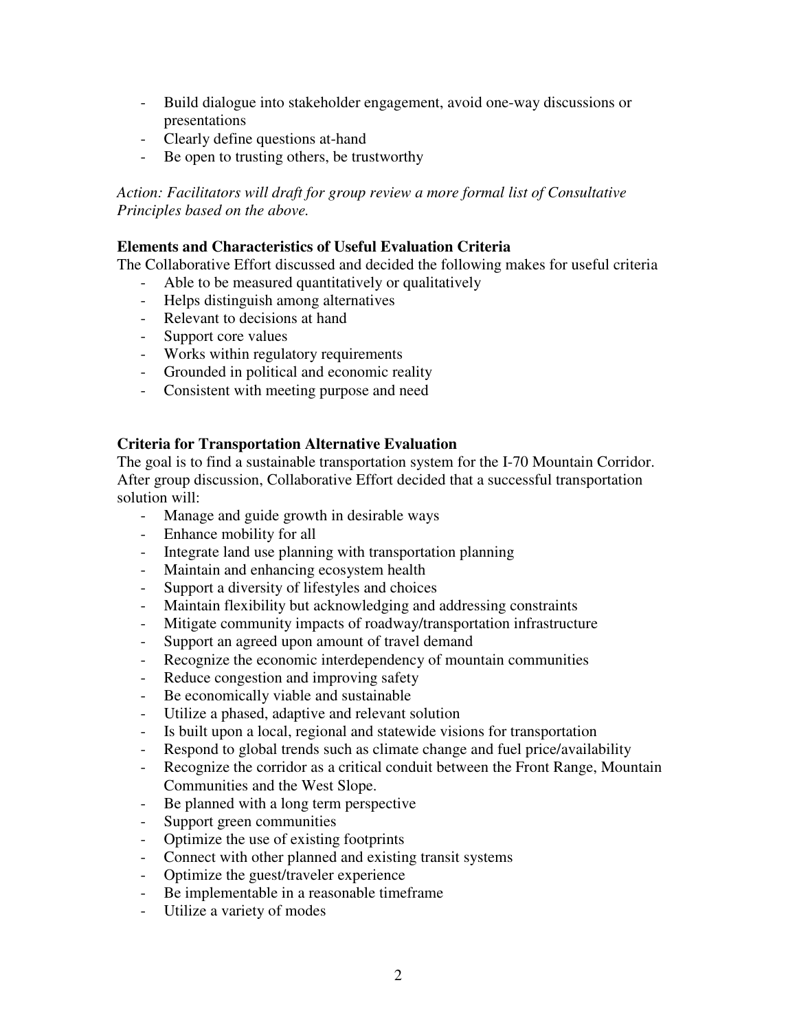- Build dialogue into stakeholder engagement, avoid one-way discussions or presentations
- Clearly define questions at-hand
- Be open to trusting others, be trustworthy

*Action: Facilitators will draft for group review a more formal list of Consultative Principles based on the above.*

**Elements and Characteristics of Useful Evaluation Criteria**

The Collaborative Effort discussed and decided the following makes for useful criteria

- Able to be measured quantitatively or qualitatively
- Helps distinguish among alternatives
- Relevant to decisions at hand
- Support core values
- Works within regulatory requirements
- Grounded in political and economic reality
- Consistent with meeting purpose and need

**Criteria for Transportation Alternative Evaluation**

The goal is to find a sustainable transportation system for the I-70 Mountain Corridor. After group discussion, Collaborative Effort decided that a successful transportation solution will:

- Manage and guide growth in desirable ways
- Enhance mobility for all
- Integrate land use planning with transportation planning
- Maintain and enhancing ecosystem health
- Support a diversity of lifestyles and choices
- Maintain flexibility but acknowledging and addressing constraints
- Mitigate community impacts of roadway/transportation infrastructure
- Support an agreed upon amount of travel demand
- Recognize the economic interdependency of mountain communities
- Reduce congestion and improving safety
- Be economically viable and sustainable
- Utilize a phased, adaptive and relevant solution
- Is built upon a local, regional and statewide visions for transportation
- Respond to global trends such as climate change and fuel price/availability
- Recognize the corridor as a critical conduit between the Front Range, Mountain Communities and the West Slope.
- Be planned with a long term perspective
- Support green communities
- Optimize the use of existing footprints
- Connect with other planned and existing transit systems
- Optimize the guest/traveler experience
- Be implementable in a reasonable timeframe
- Utilize a variety of modes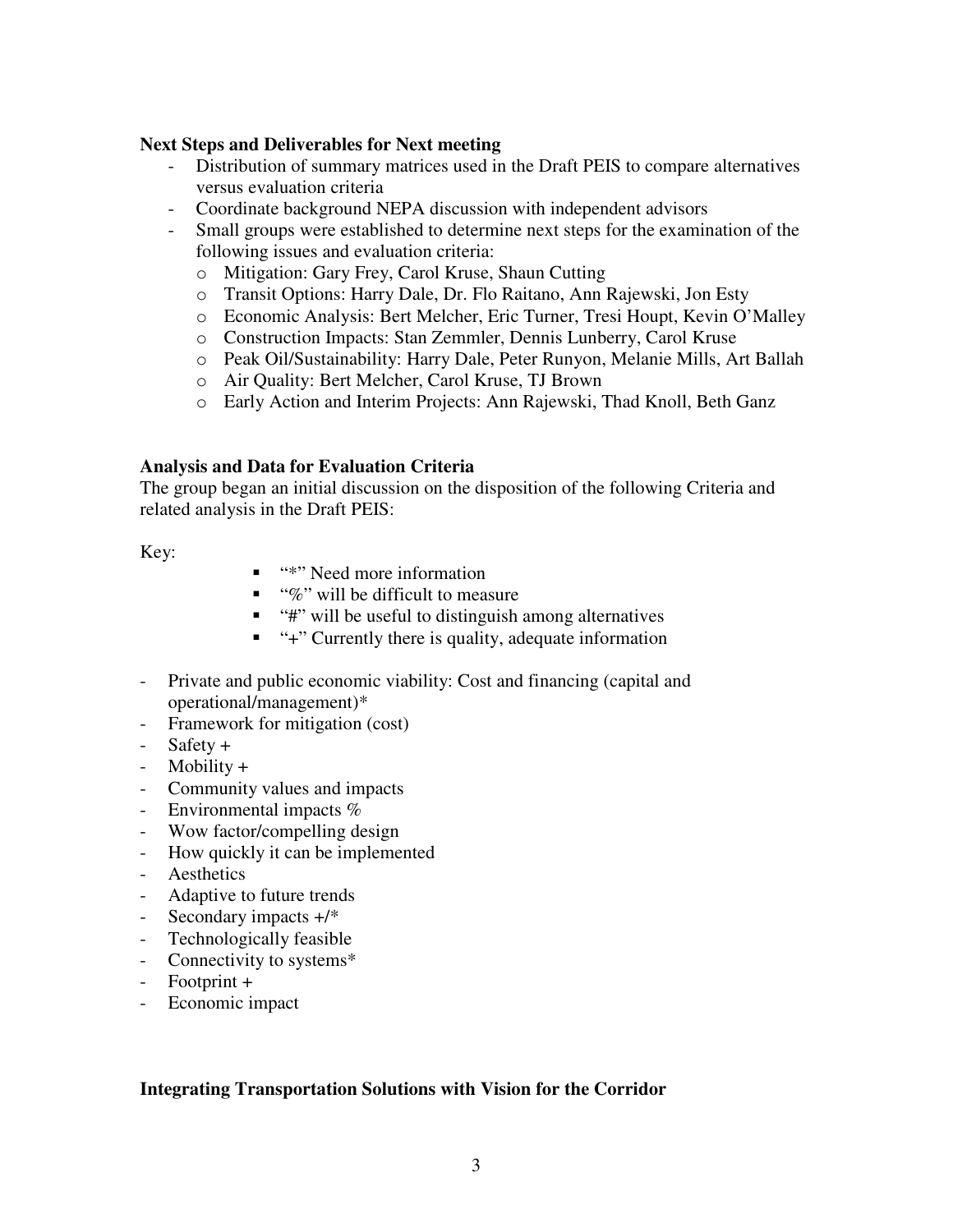**Next Steps and Deliverables for Next meeting**

- Distribution of summary matrices used in the Draft PEIS to compare alternatives versus evaluation criteria
- Coordinate background NEPA discussion with independent advisors
- Small groups were established to determine next steps for the examination of the following issues and evaluation criteria:
  - Mitigation: Gary Frey, Carol Kruse, Shaun Cutting
  - Transit Options: Harry Dale, Dr. Flo Raitano, Ann Rajewski, Jon Esty
  - Economic Analysis: Bert Melcher, Eric Turner, Tresi Houpt, Kevin O'Malley
  - Construction Impacts: Stan Zemmler, Dennis Lunberry, Carol Kruse
  - Peak Oil/Sustainability: Harry Dale, Peter Runyon, Melanie Mills, Art Ballah
  - Air Quality: Bert Melcher, Carol Kruse, TJ Brown
  - Early Action and Interim Projects: Ann Rajewski, Thad Knoll, Beth Ganz

**Analysis and Data for Evaluation Criteria**

The group began an initial discussion on the disposition of the following Criteria and related analysis in the Draft PEIS:

Key:

- "*" Need more information
- "%" will be difficult to measure
- "#" will be useful to distinguish among alternatives
- "+" Currently there is quality, adequate information

- Private and public economic viability: Cost and financing (capital and operational/management)*
- Framework for mitigation (cost)
- Safety +
- Mobility +
- Community values and impacts
- Environmental impacts %
- Wow factor/compelling design
- How quickly it can be implemented
- Aesthetics
- Adaptive to future trends
- Secondary impacts +/*
- Technologically feasible
- Connectivity to systems*
- Footprint +
- Economic impact

**Integrating Transportation Solutions with Vision for the Corridor**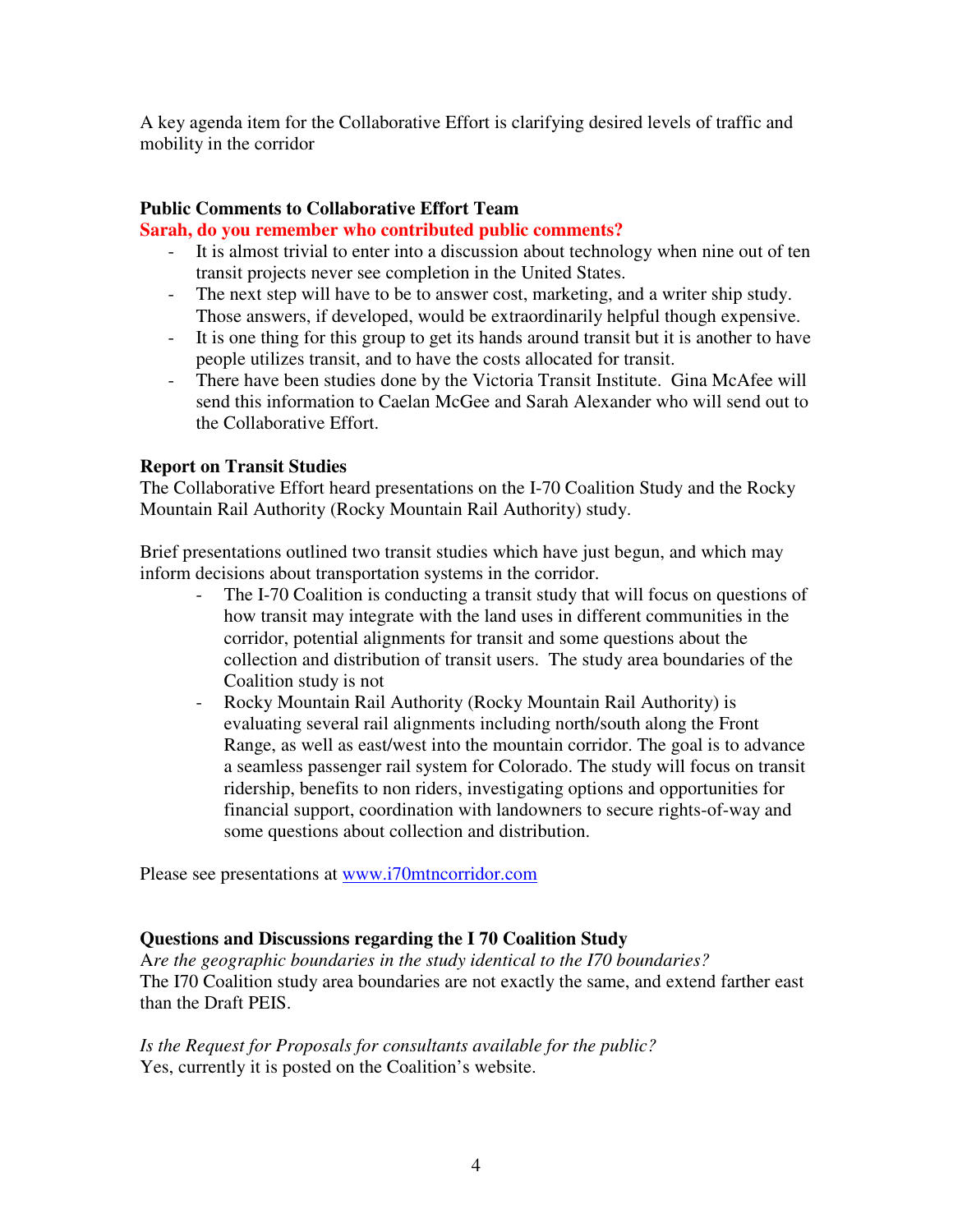A key agenda item for the Collaborative Effort is clarifying desired levels of traffic and mobility in the corridor

**Public Comments to Collaborative Effort Team**

**Sarah, do you remember who contributed public comments?**

- It is almost trivial to enter into a discussion about technology when nine out of ten transit projects never see completion in the United States.
- The next step will have to be to answer cost, marketing, and a writer ship study. Those answers, if developed, would be extraordinarily helpful though expensive.
- It is one thing for this group to get its hands around transit but it is another to have people utilizes transit, and to have the costs allocated for transit.
- There have been studies done by the Victoria Transit Institute. Gina McAfee will send this information to Caelan McGee and Sarah Alexander who will send out to the Collaborative Effort.

**Report on Transit Studies**

The Collaborative Effort heard presentations on the I-70 Coalition Study and the Rocky Mountain Rail Authority (Rocky Mountain Rail Authority) study.

Brief presentations outlined two transit studies which have just begun, and which may inform decisions about transportation systems in the corridor.

- The I-70 Coalition is conducting a transit study that will focus on questions of how transit may integrate with the land uses in different communities in the corridor, potential alignments for transit and some questions about the collection and distribution of transit users. The study area boundaries of the Coalition study is not
- Rocky Mountain Rail Authority (Rocky Mountain Rail Authority) is evaluating several rail alignments including north/south along the Front Range, as well as east/west into the mountain corridor. The goal is to advance a seamless passenger rail system for Colorado. The study will focus on transit ridership, benefits to non riders, investigating options and opportunities for financial support, coordination with landowners to secure rights-of-way and some questions about collection and distribution.

Please see presentations at [www.i70mtncorridor.com](www.i70mtncorridor.com)

**Questions and Discussions regarding the I 70 Coalition Study**

*Are the geographic boundaries in the study identical to the I70 boundaries?*

The I70 Coalition study area boundaries are not exactly the same, and extend farther east than the Draft PEIS.

*Is the Request for Proposals for consultants available for the public?*

Yes, currently it is posted on the Coalition's website.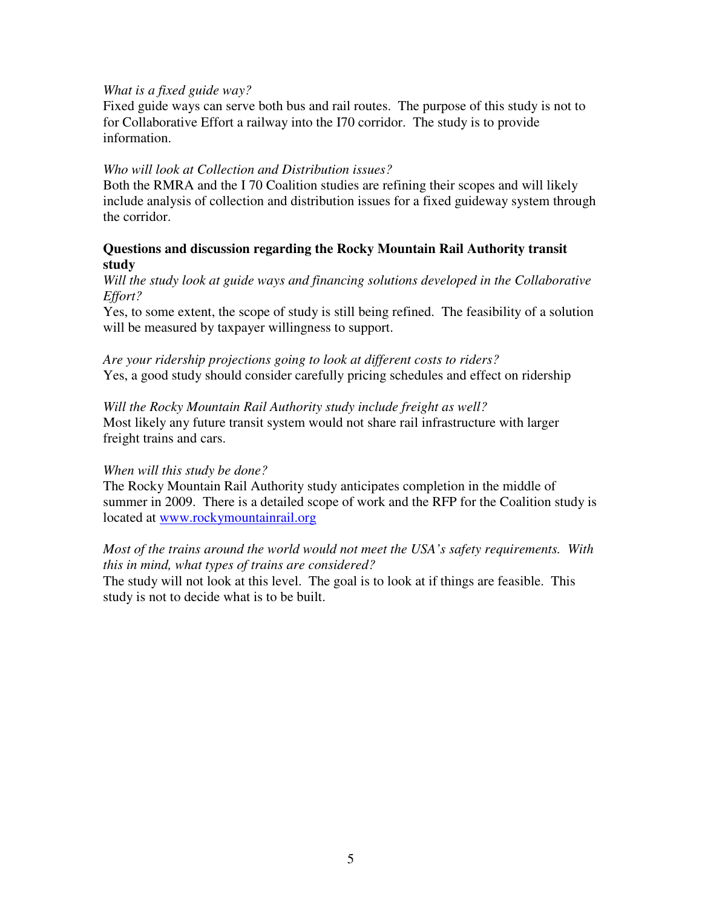*What is a fixed guide way?*

Fixed guide ways can serve both bus and rail routes. The purpose of this study is not to for Collaborative Effort a railway into the I70 corridor. The study is to provide information.

*Who will look at Collection and Distribution issues?*

Both the RMRA and the I 70 Coalition studies are refining their scopes and will likely include analysis of collection and distribution issues for a fixed guideway system through the corridor.

**Questions and discussion regarding the Rocky Mountain Rail Authority transit study**

*Will the study look at guide ways and financing solutions developed in the Collaborative Effort?*

Yes, to some extent, the scope of study is still being refined. The feasibility of a solution will be measured by taxpayer willingness to support.

*Are your ridership projections going to look at different costs to riders?*

Yes, a good study should consider carefully pricing schedules and effect on ridership

*Will the Rocky Mountain Rail Authority study include freight as well?*

Most likely any future transit system would not share rail infrastructure with larger freight trains and cars.

*When will this study be done?*

The Rocky Mountain Rail Authority study anticipates completion in the middle of summer in 2009. There is a detailed scope of work and the RFP for the Coalition study is located at [www.rockymountainrail.org](http://www.rockymountainrail.org)

*Most of the trains around the world would not meet the USA's safety requirements. With this in mind, what types of trains are considered?*

The study will not look at this level. The goal is to look at if things are feasible. This study is not to decide what is to be built.